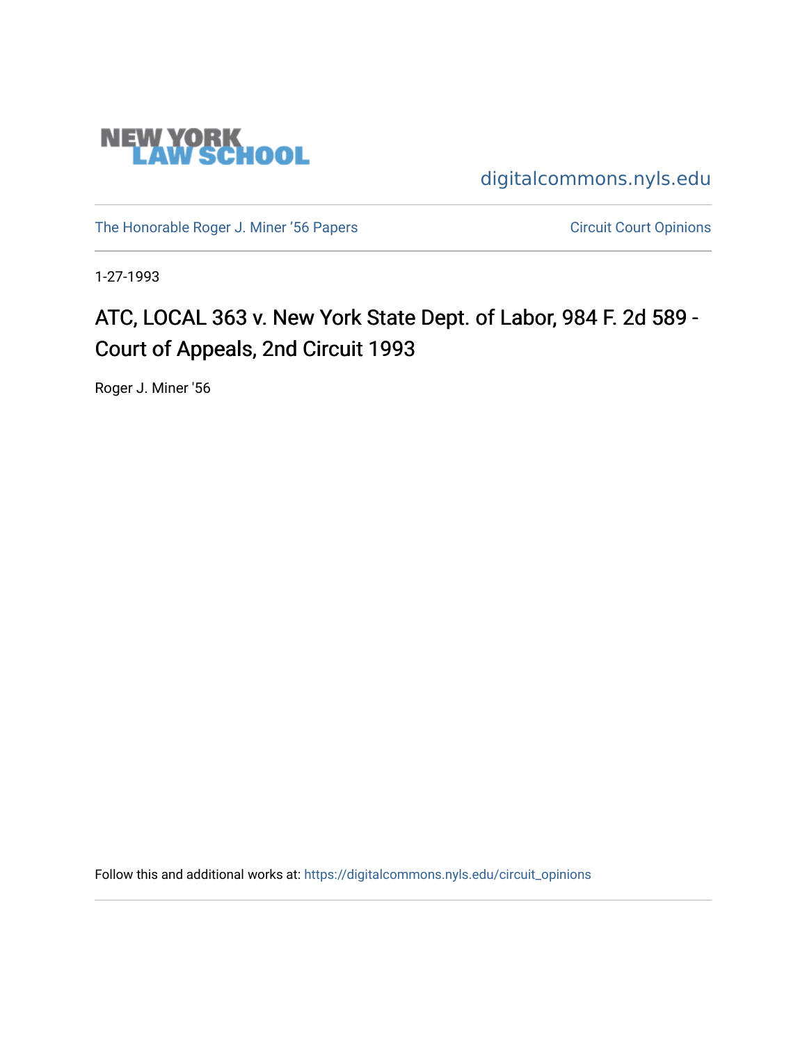NEW YORK LAW SCHOOL

digitalcommons.nyls.edu

The Honorable Roger J. Miner '56 Papers

Circuit Court Opinions

1-27-1993

# ATC, LOCAL 363 v. New York State Dept. of Labor, 984 F. 2d 589 - Court of Appeals, 2nd Circuit 1993

Roger J. Miner '56

Follow this and additional works at: https://digitalcommons.nyls.edu/circuit_opinions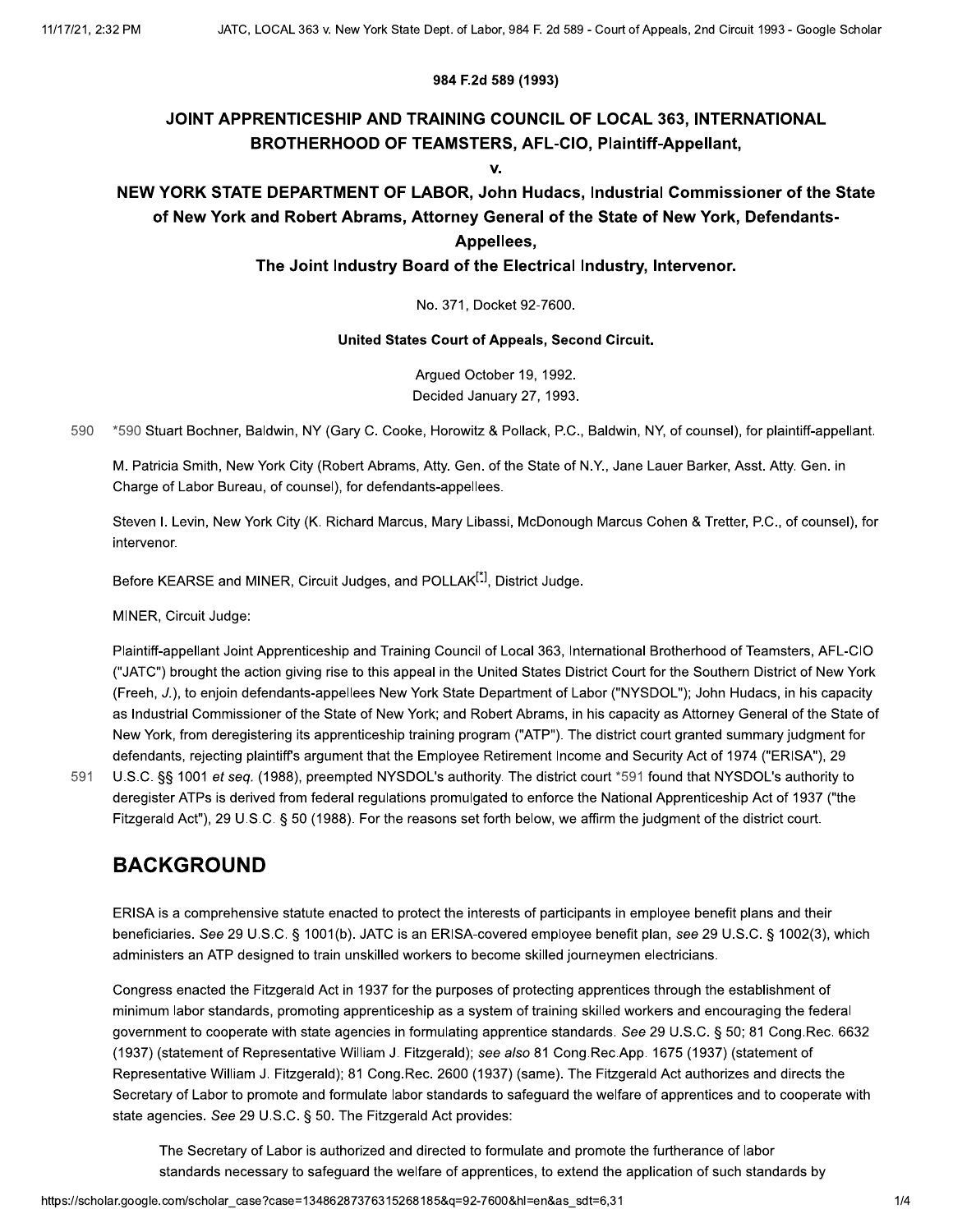984 F.2d 589 (1993)

# JOINT APPRENTICESHIP AND TRAINING COUNCIL OF LOCAL 363, INTERNATIONAL BROTHERHOOD OF TEAMSTERS, AFL-CIO, Plaintiff-Appellant,

v.

# NEW YORK STATE DEPARTMENT OF LABOR, John Hudacs, Industrial Commissioner of the State of New York and Robert Abrams, Attorney General of the State of New York, Defendants-Appellees,

# The Joint Industry Board of the Electrical Industry, Intervenor.

No. 371, Docket 92-7600.

**United States Court of Appeals, Second Circuit.**

Argued October 19, 1992.
Decided January 27, 1993.

590 *590 Stuart Bochner, Baldwin, NY (Gary C. Cooke, Horowitz & Pollack, P.C., Baldwin, NY, of counsel), for plaintiff-appellant.

M. Patricia Smith, New York City (Robert Abrams, Atty. Gen. of the State of N.Y., Jane Lauer Barker, Asst. Atty. Gen. in Charge of Labor Bureau, of counsel), for defendants-appellees.

Steven I. Levin, New York City (K. Richard Marcus, Mary Libassi, McDonough Marcus Cohen & Tretter, P.C., of counsel), for intervenor.

Before KEARSE and MINER, Circuit Judges, and POLLAK[*], District Judge.

MINER, Circuit Judge:

Plaintiff-appellant Joint Apprenticeship and Training Council of Local 363, International Brotherhood of Teamsters, AFL-CIO ("JATC") brought the action giving rise to this appeal in the United States District Court for the Southern District of New York (Freeh, *J.*), to enjoin defendants-appellees New York State Department of Labor ("NYSDOL"); John Hudacs, in his capacity as Industrial Commissioner of the State of New York; and Robert Abrams, in his capacity as Attorney General of the State of New York, from deregistering its apprenticeship training program ("ATP"). The district court granted summary judgment for defendants, rejecting plaintiff's argument that the Employee Retirement Income and Security Act of 1974 ("ERISA"), 29 U.S.C. §§ 1001 *et seq.* (1988), preempted NYSDOL's authority. The district court *591 found that NYSDOL's authority to deregister ATPs is derived from federal regulations promulgated to enforce the National Apprenticeship Act of 1937 ("the Fitzgerald Act"), 29 U.S.C. § 50 (1988). For the reasons set forth below, we affirm the judgment of the district court.

## BACKGROUND

ERISA is a comprehensive statute enacted to protect the interests of participants in employee benefit plans and their beneficiaries. *See* 29 U.S.C. § 1001(b). JATC is an ERISA-covered employee benefit plan, *see* 29 U.S.C. § 1002(3), which administers an ATP designed to train unskilled workers to become skilled journeymen electricians.

Congress enacted the Fitzgerald Act in 1937 for the purposes of protecting apprentices through the establishment of minimum labor standards, promoting apprenticeship as a system of training skilled workers and encouraging the federal government to cooperate with state agencies in formulating apprentice standards. *See* 29 U.S.C. § 50; 81 Cong.Rec. 6632 (1937) (statement of Representative William J. Fitzgerald); *see also* 81 Cong.Rec.App. 1675 (1937) (statement of Representative William J. Fitzgerald); 81 Cong.Rec. 2600 (1937) (same). The Fitzgerald Act authorizes and directs the Secretary of Labor to promote and formulate labor standards to safeguard the welfare of apprentices and to cooperate with state agencies. *See* 29 U.S.C. § 50. The Fitzgerald Act provides:

> The Secretary of Labor is authorized and directed to formulate and promote the furtherance of labor standards necessary to safeguard the welfare of apprentices, to extend the application of such standards by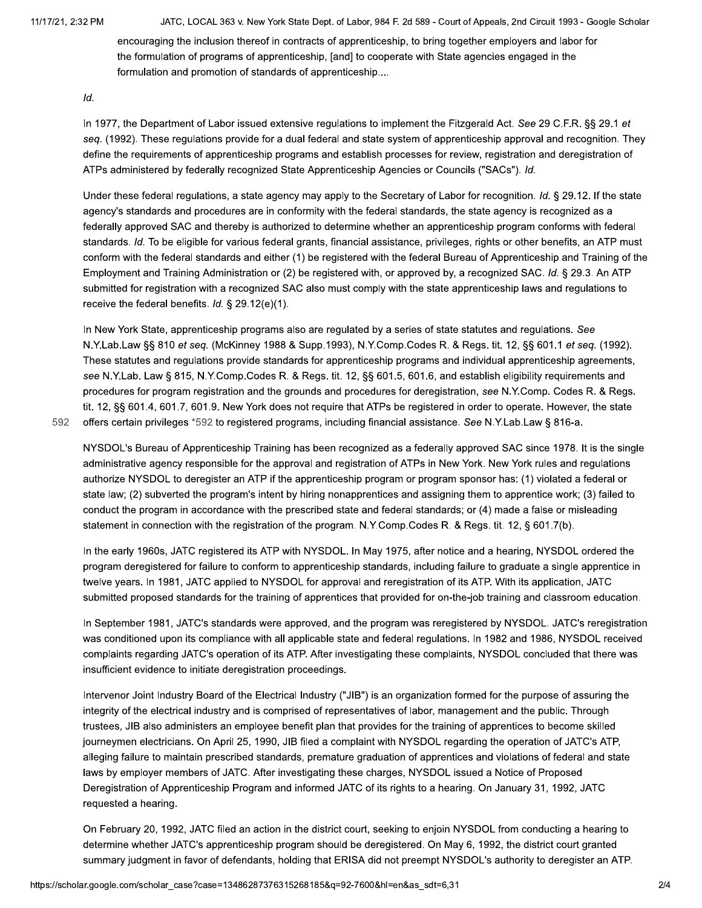encouraging the inclusion thereof in contracts of apprenticeship, to bring together employers and labor for the formulation of programs of apprenticeship, [and] to cooperate with State agencies engaged in the formulation and promotion of standards of apprenticeship....

*Id.*

In 1977, the Department of Labor issued extensive regulations to implement the Fitzgerald Act. *See* 29 C.F.R. §§ 29.1 *et seq.* (1992). These regulations provide for a dual federal and state system of apprenticeship approval and recognition. They define the requirements of apprenticeship programs and establish processes for review, registration and deregistration of ATPs administered by federally recognized State Apprenticeship Agencies or Councils ("SACs"). *Id.*

Under these federal regulations, a state agency may apply to the Secretary of Labor for recognition. *Id.* § 29.12. If the state agency's standards and procedures are in conformity with the federal standards, the state agency is recognized as a federally approved SAC and thereby is authorized to determine whether an apprenticeship program conforms with federal standards. *Id.* To be eligible for various federal grants, financial assistance, privileges, rights or other benefits, an ATP must conform with the federal standards and either (1) be registered with the federal Bureau of Apprenticeship and Training of the Employment and Training Administration or (2) be registered with, or approved by, a recognized SAC. *Id.* § 29.3. An ATP submitted for registration with a recognized SAC also must comply with the state apprenticeship laws and regulations to receive the federal benefits. *Id.* § 29.12(e)(1).

In New York State, apprenticeship programs also are regulated by a series of state statutes and regulations. *See* N.Y.Lab.Law §§ 810 *et seq.* (McKinney 1988 & Supp.1993), N.Y.Comp.Codes R. & Regs. tit. 12, §§ 601.1 *et seq.* (1992). These statutes and regulations provide standards for apprenticeship programs and individual apprenticeship agreements, *see* N.Y.Lab. Law § 815, N.Y.Comp.Codes R. & Regs. tit. 12, §§ 601.5, 601.6, and establish eligibility requirements and procedures for program registration and the grounds and procedures for deregistration, *see* N.Y.Comp. Codes R. & Regs. tit. 12, §§ 601.4, 601.7, 601.9. New York does not require that ATPs be registered in order to operate. However, the state offers certain privileges *592 to registered programs, including financial assistance. *See* N.Y.Lab.Law § 816-a.

NYSDOL's Bureau of Apprenticeship Training has been recognized as a federally approved SAC since 1978. It is the single administrative agency responsible for the approval and registration of ATPs in New York. New York rules and regulations authorize NYSDOL to deregister an ATP if the apprenticeship program or program sponsor has: (1) violated a federal or state law; (2) subverted the program's intent by hiring nonapprentices and assigning them to apprentice work; (3) failed to conduct the program in accordance with the prescribed state and federal standards; or (4) made a false or misleading statement in connection with the registration of the program. N.Y.Comp.Codes R. & Regs. tit. 12, § 601.7(b).

In the early 1960s, JATC registered its ATP with NYSDOL. In May 1975, after notice and a hearing, NYSDOL ordered the program deregistered for failure to conform to apprenticeship standards, including failure to graduate a single apprentice in twelve years. In 1981, JATC applied to NYSDOL for approval and reregistration of its ATP. With its application, JATC submitted proposed standards for the training of apprentices that provided for on-the-job training and classroom education.

In September 1981, JATC's standards were approved, and the program was reregistered by NYSDOL. JATC's reregistration was conditioned upon its compliance with all applicable state and federal regulations. In 1982 and 1986, NYSDOL received complaints regarding JATC's operation of its ATP. After investigating these complaints, NYSDOL concluded that there was insufficient evidence to initiate deregistration proceedings.

Intervenor Joint Industry Board of the Electrical Industry ("JIB") is an organization formed for the purpose of assuring the integrity of the electrical industry and is comprised of representatives of labor, management and the public. Through trustees, JIB also administers an employee benefit plan that provides for the training of apprentices to become skilled journeymen electricians. On April 25, 1990, JIB filed a complaint with NYSDOL regarding the operation of JATC's ATP, alleging failure to maintain prescribed standards, premature graduation of apprentices and violations of federal and state laws by employer members of JATC. After investigating these charges, NYSDOL issued a Notice of Proposed Deregistration of Apprenticeship Program and informed JATC of its rights to a hearing. On January 31, 1992, JATC requested a hearing.

On February 20, 1992, JATC filed an action in the district court, seeking to enjoin NYSDOL from conducting a hearing to determine whether JATC's apprenticeship program should be deregistered. On May 6, 1992, the district court granted summary judgment in favor of defendants, holding that ERISA did not preempt NYSDOL's authority to deregister an ATP.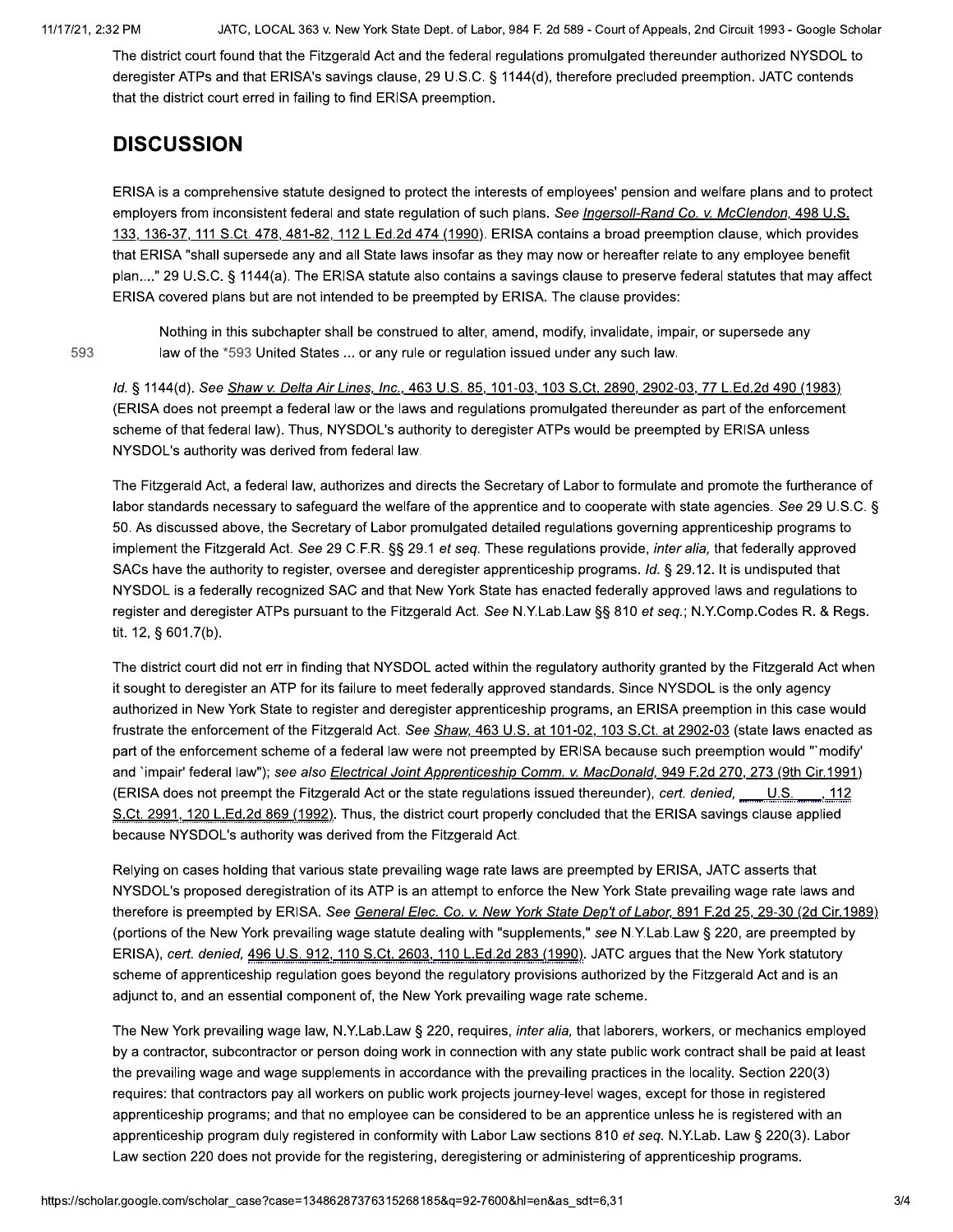The district court found that the Fitzgerald Act and the federal regulations promulgated thereunder authorized NYSDOL to deregister ATPs and that ERISA's savings clause, 29 U.S.C. § 1144(d), therefore precluded preemption. JATC contends that the district court erred in failing to find ERISA preemption.

## DISCUSSION

ERISA is a comprehensive statute designed to protect the interests of employees' pension and welfare plans and to protect employers from inconsistent federal and state regulation of such plans. *See* Ingersoll-Rand Co. v. McClendon, 498 U.S. 133, 136-37, 111 S.Ct. 478, 481-82, 112 L.Ed.2d 474 (1990). ERISA contains a broad preemption clause, which provides that ERISA "shall supersede any and all State laws insofar as they may now or hereafter relate to any employee benefit plan...." 29 U.S.C. § 1144(a). The ERISA statute also contains a savings clause to preserve federal statutes that may affect ERISA covered plans but are not intended to be preempted by ERISA. The clause provides:

> Nothing in this subchapter shall be construed to alter, amend, modify, invalidate, impair, or supersede any law of the *593 United States ... or any rule or regulation issued under any such law.

*Id.* § 1144(d). *See* Shaw v. Delta Air Lines, Inc., 463 U.S. 85, 101-03, 103 S.Ct. 2890, 2902-03, 77 L.Ed.2d 490 (1983) (ERISA does not preempt a federal law or the laws and regulations promulgated thereunder as part of the enforcement scheme of that federal law). Thus, NYSDOL's authority to deregister ATPs would be preempted by ERISA unless NYSDOL's authority was derived from federal law.

The Fitzgerald Act, a federal law, authorizes and directs the Secretary of Labor to formulate and promote the furtherance of labor standards necessary to safeguard the welfare of the apprentice and to cooperate with state agencies. *See* 29 U.S.C. § 50. As discussed above, the Secretary of Labor promulgated detailed regulations governing apprenticeship programs to implement the Fitzgerald Act. *See* 29 C.F.R. §§ 29.1 *et seq.* These regulations provide, *inter alia,* that federally approved SACs have the authority to register, oversee and deregister apprenticeship programs. *Id.* § 29.12. It is undisputed that NYSDOL is a federally recognized SAC and that New York State has enacted federally approved laws and regulations to register and deregister ATPs pursuant to the Fitzgerald Act. *See* N.Y.Lab.Law §§ 810 *et seq.*; N.Y.Comp.Codes R. & Regs. tit. 12, § 601.7(b).

The district court did not err in finding that NYSDOL acted within the regulatory authority granted by the Fitzgerald Act when it sought to deregister an ATP for its failure to meet federally approved standards. Since NYSDOL is the only agency authorized in New York State to register and deregister apprenticeship programs, an ERISA preemption in this case would frustrate the enforcement of the Fitzgerald Act. *See* Shaw, 463 U.S. at 101-02, 103 S.Ct. at 2902-03 (state laws enacted as part of the enforcement scheme of a federal law were not preempted by ERISA because such preemption would "'modify' and 'impair' federal law"); *see also* Electrical Joint Apprenticeship Comm. v. MacDonald, 949 F.2d 270, 273 (9th Cir.1991) (ERISA does not preempt the Fitzgerald Act or the state regulations issued thereunder), *cert. denied,* ___ U.S. ___, 112 S.Ct. 2991, 120 L.Ed.2d 869 (1992). Thus, the district court properly concluded that the ERISA savings clause applied because NYSDOL's authority was derived from the Fitzgerald Act.

Relying on cases holding that various state prevailing wage rate laws are preempted by ERISA, JATC asserts that NYSDOL's proposed deregistration of its ATP is an attempt to enforce the New York State prevailing wage rate laws and therefore is preempted by ERISA. *See* General Elec. Co. v. New York State Dep't of Labor, 891 F.2d 25, 29-30 (2d Cir.1989) (portions of the New York prevailing wage statute dealing with "supplements," *see* N.Y.Lab.Law § 220, are preempted by ERISA), *cert. denied,* 496 U.S. 912, 110 S.Ct. 2603, 110 L.Ed.2d 283 (1990). JATC argues that the New York statutory scheme of apprenticeship regulation goes beyond the regulatory provisions authorized by the Fitzgerald Act and is an adjunct to, and an essential component of, the New York prevailing wage rate scheme.

The New York prevailing wage law, N.Y.Lab.Law § 220, requires, *inter alia,* that laborers, workers, or mechanics employed by a contractor, subcontractor or person doing work in connection with any state public work contract shall be paid at least the prevailing wage and wage supplements in accordance with the prevailing practices in the locality. Section 220(3) requires: that contractors pay all workers on public work projects journey-level wages, except for those in registered apprenticeship programs; and that no employee can be considered to be an apprentice unless he is registered with an apprenticeship program duly registered in conformity with Labor Law sections 810 *et seq.* N.Y.Lab. Law § 220(3). Labor Law section 220 does not provide for the registering, deregistering or administering of apprenticeship programs.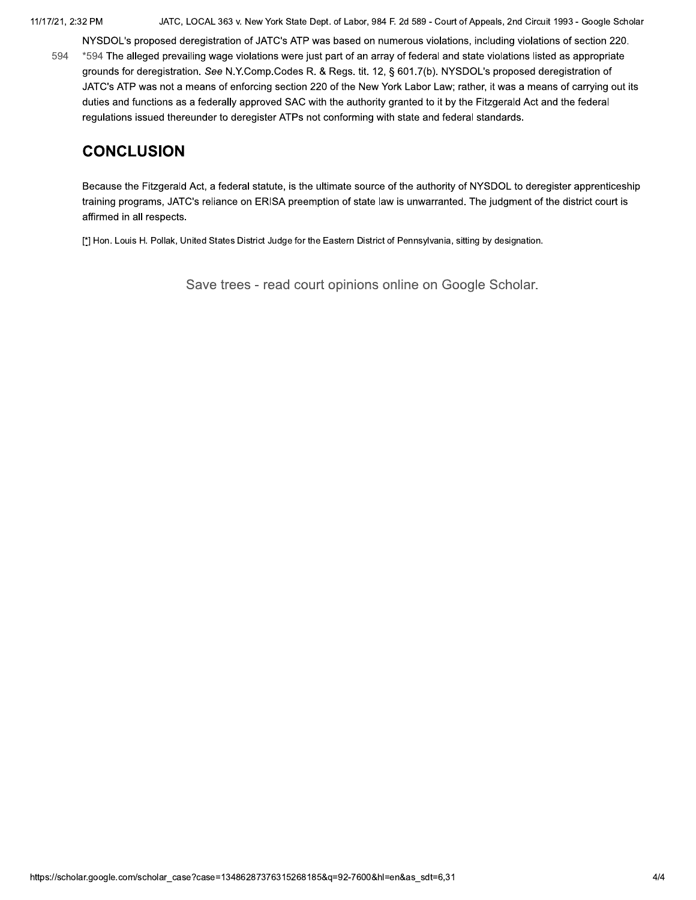NYSDOL's proposed deregistration of JATC's ATP was based on numerous violations, including violations of section 220. *594 The alleged prevailing wage violations were just part of an array of federal and state violations listed as appropriate grounds for deregistration. *See* N.Y.Comp.Codes R. & Regs. tit. 12, § 601.7(b). NYSDOL's proposed deregistration of JATC's ATP was not a means of enforcing section 220 of the New York Labor Law; rather, it was a means of carrying out its duties and functions as a federally approved SAC with the authority granted to it by the Fitzgerald Act and the federal regulations issued thereunder to deregister ATPs not conforming with state and federal standards.

## CONCLUSION

Because the Fitzgerald Act, a federal statute, is the ultimate source of the authority of NYSDOL to deregister apprenticeship training programs, JATC's reliance on ERISA preemption of state law is unwarranted. The judgment of the district court is affirmed in all respects.

[*] Hon. Louis H. Pollak, United States District Judge for the Eastern District of Pennsylvania, sitting by designation.

Save trees - read court opinions online on Google Scholar.